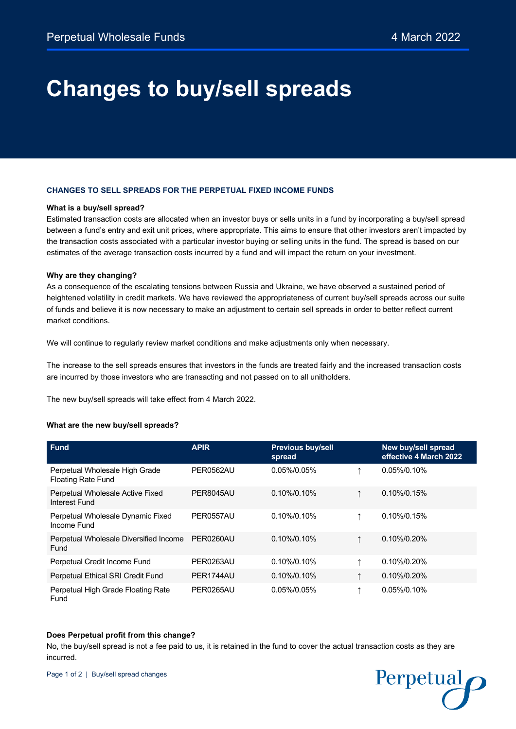Perpetual Wholesale Funds

4 March 2022

# Changes to buy/sell spreads

## CHANGES TO SELL SPREADS FOR THE PERPETUAL FIXED INCOME FUNDS

### What is a buy/sell spread?

Estimated transaction costs are allocated when an investor buys or sells units in a fund by incorporating a buy/sell spread between a fund's entry and exit unit prices, where appropriate. This aims to ensure that other investors aren't impacted by the transaction costs associated with a particular investor buying or selling units in the fund. The spread is based on our estimates of the average transaction costs incurred by a fund and will impact the return on your investment.

### Why are they changing?

As a consequence of the escalating tensions between Russia and Ukraine, we have observed a sustained period of heightened volatility in credit markets. We have reviewed the appropriateness of current buy/sell spreads across our suite of funds and believe it is now necessary to make an adjustment to certain sell spreads in order to better reflect current market conditions.

We will continue to regularly review market conditions and make adjustments only when necessary.

The increase to the sell spreads ensures that investors in the funds are treated fairly and the increased transaction costs are incurred by those investors who are transacting and not passed on to all unitholders.

The new buy/sell spreads will take effect from 4 March 2022.

### What are the new buy/sell spreads?

| Fund | APIR | Previous buy/sell spread | | New buy/sell spread effective 4 March 2022 |
|---|---|---|---|---|
| Perpetual Wholesale High Grade Floating Rate Fund | PER0562AU | 0.05%/0.05% | ↑ | 0.05%/0.10% |
| Perpetual Wholesale Active Fixed Interest Fund | PER8045AU | 0.10%/0.10% | ↑ | 0.10%/0.15% |
| Perpetual Wholesale Dynamic Fixed Income Fund | PER0557AU | 0.10%/0.10% | ↑ | 0.10%/0.15% |
| Perpetual Wholesale Diversified Income Fund | PER0260AU | 0.10%/0.10% | ↑ | 0.10%/0.20% |
| Perpetual Credit Income Fund | PER0263AU | 0.10%/0.10% | ↑ | 0.10%/0.20% |
| Perpetual Ethical SRI Credit Fund | PER1744AU | 0.10%/0.10% | ↑ | 0.10%/0.20% |
| Perpetual High Grade Floating Rate Fund | PER0265AU | 0.05%/0.05% | ↑ | 0.05%/0.10% |

### Does Perpetual profit from this change?

No, the buy/sell spread is not a fee paid to us, it is retained in the fund to cover the actual transaction costs as they are incurred.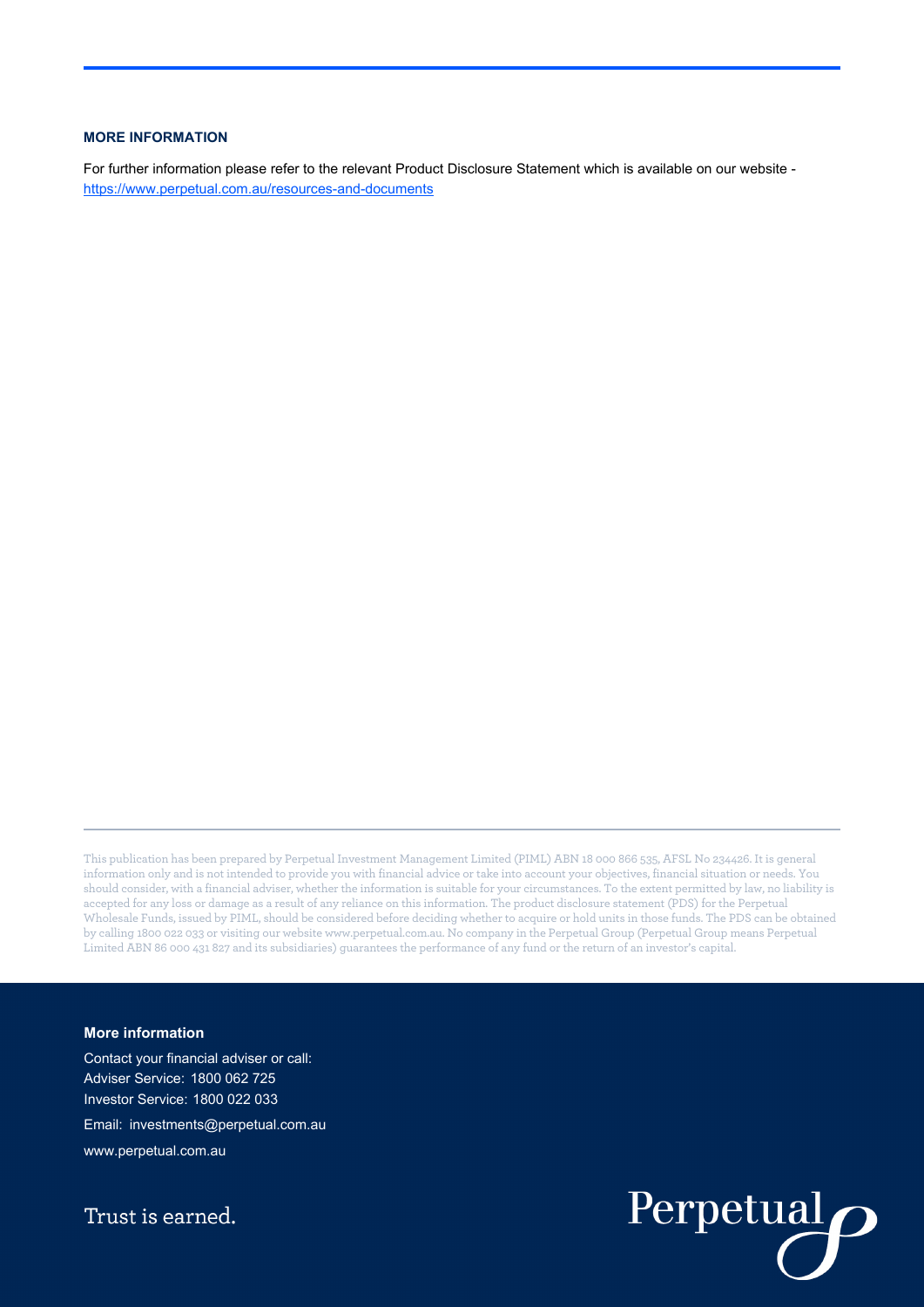## MORE INFORMATION

For further information please refer to the relevant Product Disclosure Statement which is available on our website - https://www.perpetual.com.au/resources-and-documents

This publication has been prepared by Perpetual Investment Management Limited (PIML) ABN 18 000 866 535, AFSL No 234426. It is general information only and is not intended to provide you with financial advice or take into account your objectives, financial situation or needs. You should consider, with a financial adviser, whether the information is suitable for your circumstances. To the extent permitted by law, no liability is accepted for any loss or damage as a result of any reliance on this information. The product disclosure statement (PDS) for the Perpetual Wholesale Funds, issued by PIML, should be considered before deciding whether to acquire or hold units in those funds. The PDS can be obtained by calling 1800 022 033 or visiting our website www.perpetual.com.au. No company in the Perpetual Group (Perpetual Group means Perpetual Limited ABN 86 000 431 827 and its subsidiaries) guarantees the performance of any fund or the return of an investor's capital.

**More information**

Contact your financial adviser or call:
Adviser Service: 1800 062 725
Investor Service: 1800 022 033

Email: investments@perpetual.com.au

www.perpetual.com.au

Trust is earned.

Perpetual